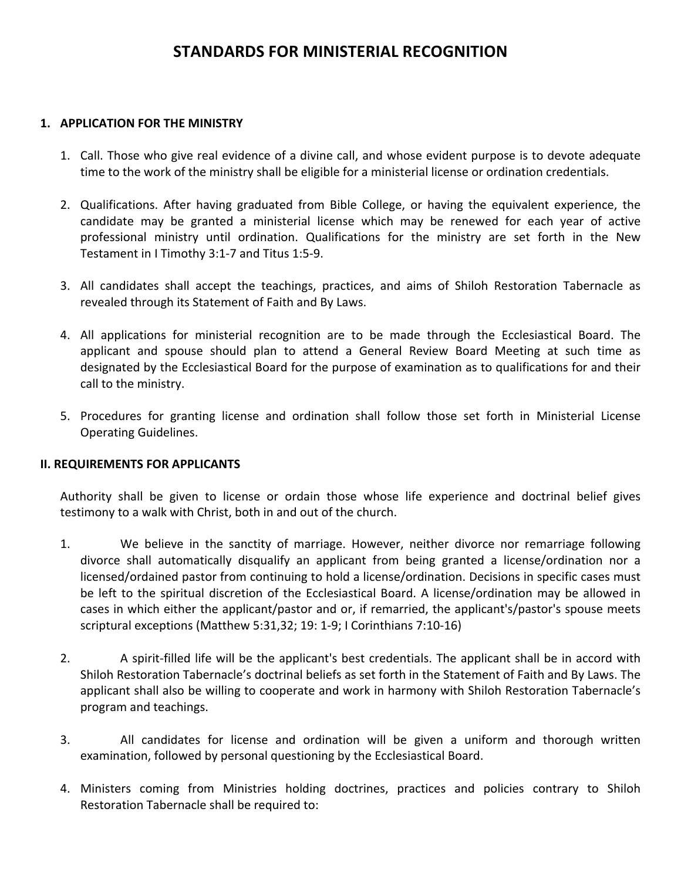# STANDARDS FOR MINISTERIAL RECOGNITION

## 1. APPLICATION FOR THE MINISTRY

1. Call. Those who give real evidence of a divine call, and whose evident purpose is to devote adequate time to the work of the ministry shall be eligible for a ministerial license or ordination credentials.

2. Qualifications. After having graduated from Bible College, or having the equivalent experience, the candidate may be granted a ministerial license which may be renewed for each year of active professional ministry until ordination. Qualifications for the ministry are set forth in the New Testament in I Timothy 3:1-7 and Titus 1:5-9.

3. All candidates shall accept the teachings, practices, and aims of Shiloh Restoration Tabernacle as revealed through its Statement of Faith and By Laws.

4. All applications for ministerial recognition are to be made through the Ecclesiastical Board. The applicant and spouse should plan to attend a General Review Board Meeting at such time as designated by the Ecclesiastical Board for the purpose of examination as to qualifications for and their call to the ministry.

5. Procedures for granting license and ordination shall follow those set forth in Ministerial License Operating Guidelines.

## II. REQUIREMENTS FOR APPLICANTS

Authority shall be given to license or ordain those whose life experience and doctrinal belief gives testimony to a walk with Christ, both in and out of the church.

1. We believe in the sanctity of marriage. However, neither divorce nor remarriage following divorce shall automatically disqualify an applicant from being granted a license/ordination nor a licensed/ordained pastor from continuing to hold a license/ordination. Decisions in specific cases must be left to the spiritual discretion of the Ecclesiastical Board. A license/ordination may be allowed in cases in which either the applicant/pastor and or, if remarried, the applicant's/pastor's spouse meets scriptural exceptions (Matthew 5:31,32; 19: 1-9; I Corinthians 7:10-16)

2. A spirit-filled life will be the applicant's best credentials. The applicant shall be in accord with Shiloh Restoration Tabernacle's doctrinal beliefs as set forth in the Statement of Faith and By Laws. The applicant shall also be willing to cooperate and work in harmony with Shiloh Restoration Tabernacle's program and teachings.

3. All candidates for license and ordination will be given a uniform and thorough written examination, followed by personal questioning by the Ecclesiastical Board.

4. Ministers coming from Ministries holding doctrines, practices and policies contrary to Shiloh Restoration Tabernacle shall be required to: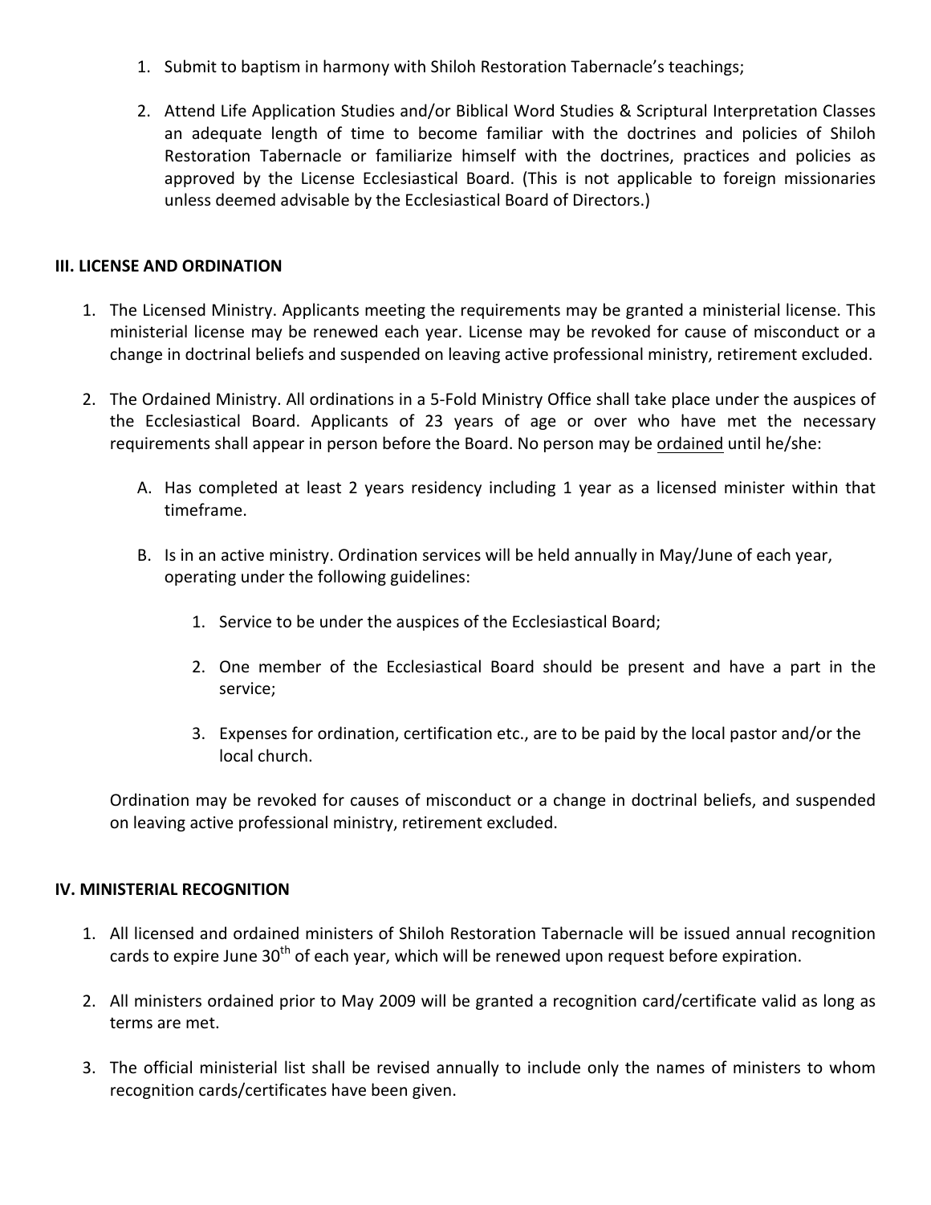1. Submit to baptism in harmony with Shiloh Restoration Tabernacle's teachings;

2. Attend Life Application Studies and/or Biblical Word Studies & Scriptural Interpretation Classes an adequate length of time to become familiar with the doctrines and policies of Shiloh Restoration Tabernacle or familiarize himself with the doctrines, practices and policies as approved by the License Ecclesiastical Board. (This is not applicable to foreign missionaries unless deemed advisable by the Ecclesiastical Board of Directors.)

**III. LICENSE AND ORDINATION**

1. The Licensed Ministry. Applicants meeting the requirements may be granted a ministerial license. This ministerial license may be renewed each year. License may be revoked for cause of misconduct or a change in doctrinal beliefs and suspended on leaving active professional ministry, retirement excluded.

2. The Ordained Ministry. All ordinations in a 5-Fold Ministry Office shall take place under the auspices of the Ecclesiastical Board. Applicants of 23 years of age or over who have met the necessary requirements shall appear in person before the Board. No person may be <u>ordained</u> until he/she:

   A. Has completed at least 2 years residency including 1 year as a licensed minister within that timeframe.

   B. Is in an active ministry. Ordination services will be held annually in May/June of each year, operating under the following guidelines:

      1. Service to be under the auspices of the Ecclesiastical Board;

      2. One member of the Ecclesiastical Board should be present and have a part in the service;

      3. Expenses for ordination, certification etc., are to be paid by the local pastor and/or the local church.

   Ordination may be revoked for causes of misconduct or a change in doctrinal beliefs, and suspended on leaving active professional ministry, retirement excluded.

**IV. MINISTERIAL RECOGNITION**

1. All licensed and ordained ministers of Shiloh Restoration Tabernacle will be issued annual recognition cards to expire June 30th of each year, which will be renewed upon request before expiration.

2. All ministers ordained prior to May 2009 will be granted a recognition card/certificate valid as long as terms are met.

3. The official ministerial list shall be revised annually to include only the names of ministers to whom recognition cards/certificates have been given.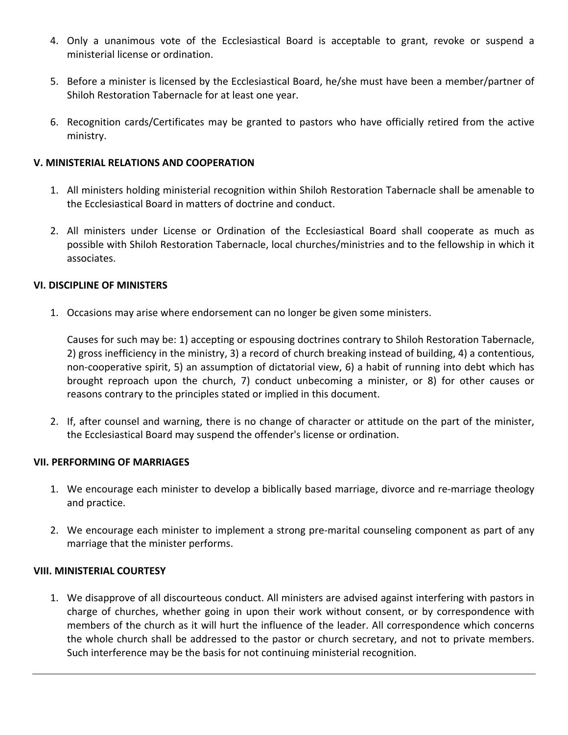4. Only a unanimous vote of the Ecclesiastical Board is acceptable to grant, revoke or suspend a ministerial license or ordination.

5. Before a minister is licensed by the Ecclesiastical Board, he/she must have been a member/partner of Shiloh Restoration Tabernacle for at least one year.

6. Recognition cards/Certificates may be granted to pastors who have officially retired from the active ministry.

**V. MINISTERIAL RELATIONS AND COOPERATION**

1. All ministers holding ministerial recognition within Shiloh Restoration Tabernacle shall be amenable to the Ecclesiastical Board in matters of doctrine and conduct.

2. All ministers under License or Ordination of the Ecclesiastical Board shall cooperate as much as possible with Shiloh Restoration Tabernacle, local churches/ministries and to the fellowship in which it associates.

**VI. DISCIPLINE OF MINISTERS**

1. Occasions may arise where endorsement can no longer be given some ministers.

   Causes for such may be: 1) accepting or espousing doctrines contrary to Shiloh Restoration Tabernacle, 2) gross inefficiency in the ministry, 3) a record of church breaking instead of building, 4) a contentious, non-cooperative spirit, 5) an assumption of dictatorial view, 6) a habit of running into debt which has brought reproach upon the church, 7) conduct unbecoming a minister, or 8) for other causes or reasons contrary to the principles stated or implied in this document.

2. If, after counsel and warning, there is no change of character or attitude on the part of the minister, the Ecclesiastical Board may suspend the offender's license or ordination.

**VII. PERFORMING OF MARRIAGES**

1. We encourage each minister to develop a biblically based marriage, divorce and re-marriage theology and practice.

2. We encourage each minister to implement a strong pre-marital counseling component as part of any marriage that the minister performs.

**VIII. MINISTERIAL COURTESY**

1. We disapprove of all discourteous conduct. All ministers are advised against interfering with pastors in charge of churches, whether going in upon their work without consent, or by correspondence with members of the church as it will hurt the influence of the leader. All correspondence which concerns the whole church shall be addressed to the pastor or church secretary, and not to private members. Such interference may be the basis for not continuing ministerial recognition.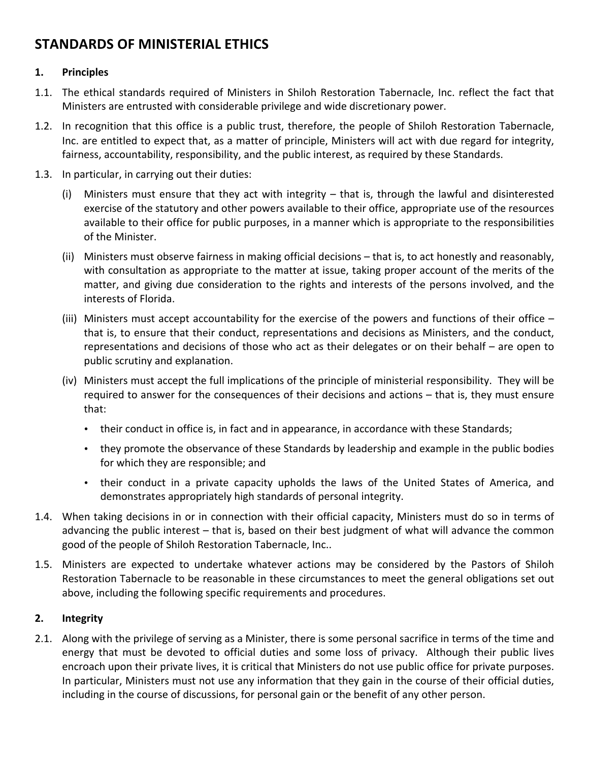# STANDARDS OF MINISTERIAL ETHICS

## 1. Principles

1.1. The ethical standards required of Ministers in Shiloh Restoration Tabernacle, Inc. reflect the fact that Ministers are entrusted with considerable privilege and wide discretionary power.

1.2. In recognition that this office is a public trust, therefore, the people of Shiloh Restoration Tabernacle, Inc. are entitled to expect that, as a matter of principle, Ministers will act with due regard for integrity, fairness, accountability, responsibility, and the public interest, as required by these Standards.

1.3. In particular, in carrying out their duties:

(i) Ministers must ensure that they act with integrity – that is, through the lawful and disinterested exercise of the statutory and other powers available to their office, appropriate use of the resources available to their office for public purposes, in a manner which is appropriate to the responsibilities of the Minister.

(ii) Ministers must observe fairness in making official decisions – that is, to act honestly and reasonably, with consultation as appropriate to the matter at issue, taking proper account of the merits of the matter, and giving due consideration to the rights and interests of the persons involved, and the interests of Florida.

(iii) Ministers must accept accountability for the exercise of the powers and functions of their office – that is, to ensure that their conduct, representations and decisions as Ministers, and the conduct, representations and decisions of those who act as their delegates or on their behalf – are open to public scrutiny and explanation.

(iv) Ministers must accept the full implications of the principle of ministerial responsibility. They will be required to answer for the consequences of their decisions and actions – that is, they must ensure that:

- their conduct in office is, in fact and in appearance, in accordance with these Standards;
- they promote the observance of these Standards by leadership and example in the public bodies for which they are responsible; and
- their conduct in a private capacity upholds the laws of the United States of America, and demonstrates appropriately high standards of personal integrity.

1.4. When taking decisions in or in connection with their official capacity, Ministers must do so in terms of advancing the public interest – that is, based on their best judgment of what will advance the common good of the people of Shiloh Restoration Tabernacle, Inc..

1.5. Ministers are expected to undertake whatever actions may be considered by the Pastors of Shiloh Restoration Tabernacle to be reasonable in these circumstances to meet the general obligations set out above, including the following specific requirements and procedures.

## 2. Integrity

2.1. Along with the privilege of serving as a Minister, there is some personal sacrifice in terms of the time and energy that must be devoted to official duties and some loss of privacy. Although their public lives encroach upon their private lives, it is critical that Ministers do not use public office for private purposes. In particular, Ministers must not use any information that they gain in the course of their official duties, including in the course of discussions, for personal gain or the benefit of any other person.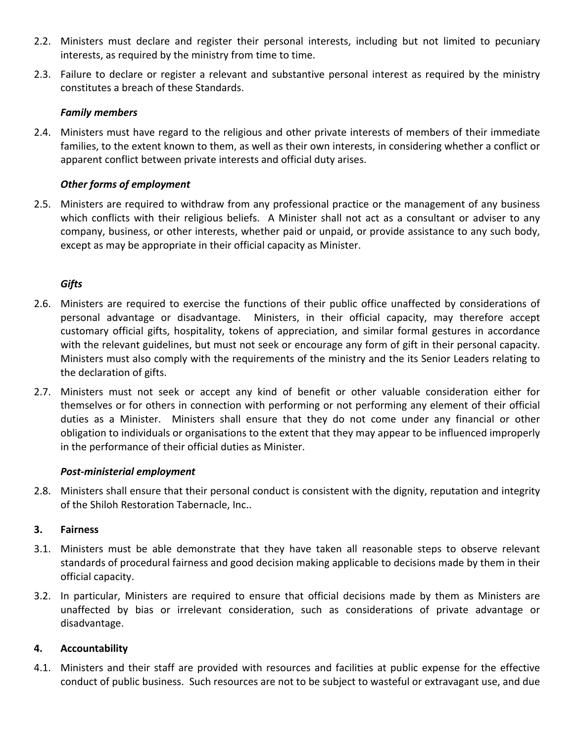2.2. Ministers must declare and register their personal interests, including but not limited to pecuniary interests, as required by the ministry from time to time.

2.3. Failure to declare or register a relevant and substantive personal interest as required by the ministry constitutes a breach of these Standards.

***Family members***

2.4. Ministers must have regard to the religious and other private interests of members of their immediate families, to the extent known to them, as well as their own interests, in considering whether a conflict or apparent conflict between private interests and official duty arises.

***Other forms of employment***

2.5. Ministers are required to withdraw from any professional practice or the management of any business which conflicts with their religious beliefs. A Minister shall not act as a consultant or adviser to any company, business, or other interests, whether paid or unpaid, or provide assistance to any such body, except as may be appropriate in their official capacity as Minister.

***Gifts***

2.6. Ministers are required to exercise the functions of their public office unaffected by considerations of personal advantage or disadvantage. Ministers, in their official capacity, may therefore accept customary official gifts, hospitality, tokens of appreciation, and similar formal gestures in accordance with the relevant guidelines, but must not seek or encourage any form of gift in their personal capacity. Ministers must also comply with the requirements of the ministry and the its Senior Leaders relating to the declaration of gifts.

2.7. Ministers must not seek or accept any kind of benefit or other valuable consideration either for themselves or for others in connection with performing or not performing any element of their official duties as a Minister. Ministers shall ensure that they do not come under any financial or other obligation to individuals or organisations to the extent that they may appear to be influenced improperly in the performance of their official duties as Minister.

***Post-ministerial employment***

2.8. Ministers shall ensure that their personal conduct is consistent with the dignity, reputation and integrity of the Shiloh Restoration Tabernacle, Inc..

**3. Fairness**

3.1. Ministers must be able demonstrate that they have taken all reasonable steps to observe relevant standards of procedural fairness and good decision making applicable to decisions made by them in their official capacity.

3.2. In particular, Ministers are required to ensure that official decisions made by them as Ministers are unaffected by bias or irrelevant consideration, such as considerations of private advantage or disadvantage.

**4. Accountability**

4.1. Ministers and their staff are provided with resources and facilities at public expense for the effective conduct of public business. Such resources are not to be subject to wasteful or extravagant use, and due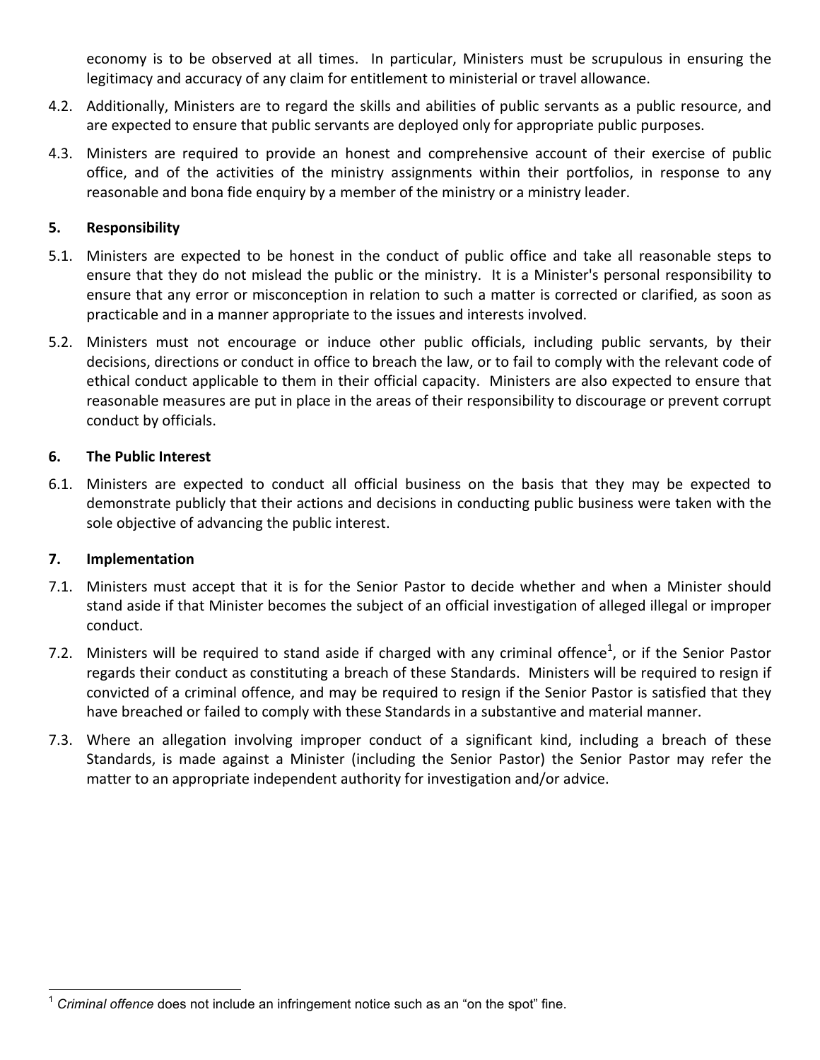economy is to be observed at all times. In particular, Ministers must be scrupulous in ensuring the legitimacy and accuracy of any claim for entitlement to ministerial or travel allowance.

4.2. Additionally, Ministers are to regard the skills and abilities of public servants as a public resource, and are expected to ensure that public servants are deployed only for appropriate public purposes.

4.3. Ministers are required to provide an honest and comprehensive account of their exercise of public office, and of the activities of the ministry assignments within their portfolios, in response to any reasonable and bona fide enquiry by a member of the ministry or a ministry leader.

**5. Responsibility**

5.1. Ministers are expected to be honest in the conduct of public office and take all reasonable steps to ensure that they do not mislead the public or the ministry. It is a Minister's personal responsibility to ensure that any error or misconception in relation to such a matter is corrected or clarified, as soon as practicable and in a manner appropriate to the issues and interests involved.

5.2. Ministers must not encourage or induce other public officials, including public servants, by their decisions, directions or conduct in office to breach the law, or to fail to comply with the relevant code of ethical conduct applicable to them in their official capacity. Ministers are also expected to ensure that reasonable measures are put in place in the areas of their responsibility to discourage or prevent corrupt conduct by officials.

**6. The Public Interest**

6.1. Ministers are expected to conduct all official business on the basis that they may be expected to demonstrate publicly that their actions and decisions in conducting public business were taken with the sole objective of advancing the public interest.

**7. Implementation**

7.1. Ministers must accept that it is for the Senior Pastor to decide whether and when a Minister should stand aside if that Minister becomes the subject of an official investigation of alleged illegal or improper conduct.

7.2. Ministers will be required to stand aside if charged with any criminal offence[1], or if the Senior Pastor regards their conduct as constituting a breach of these Standards. Ministers will be required to resign if convicted of a criminal offence, and may be required to resign if the Senior Pastor is satisfied that they have breached or failed to comply with these Standards in a substantive and material manner.

7.3. Where an allegation involving improper conduct of a significant kind, including a breach of these Standards, is made against a Minister (including the Senior Pastor) the Senior Pastor may refer the matter to an appropriate independent authority for investigation and/or advice.

[1] *Criminal offence* does not include an infringement notice such as an "on the spot" fine.